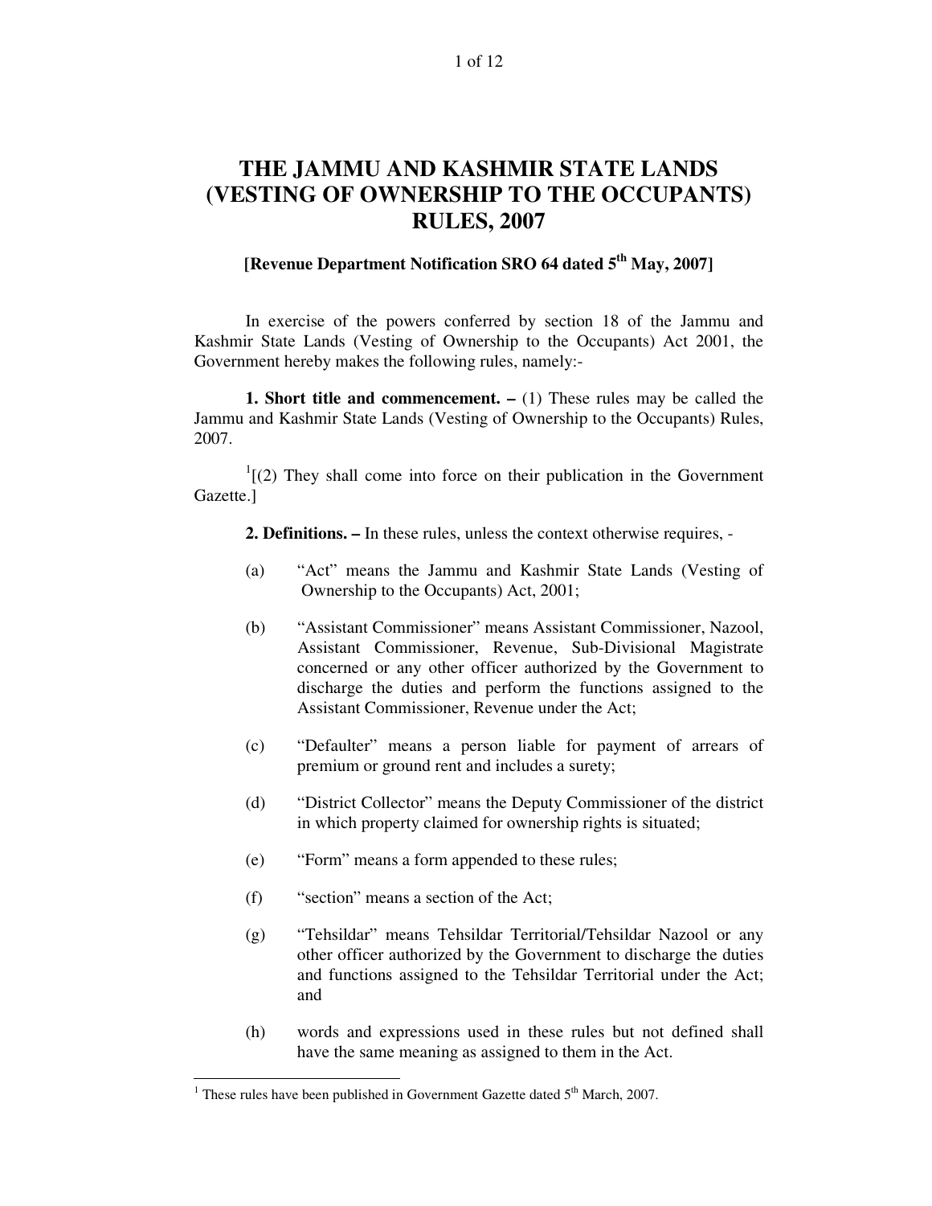# THE JAMMU AND KASHMIR STATE LANDS (VESTING OF OWNERSHIP TO THE OCCUPANTS) RULES, 2007

**[Revenue Department Notification SRO 64 dated 5th May, 2007]**

In exercise of the powers conferred by section 18 of the Jammu and Kashmir State Lands (Vesting of Ownership to the Occupants) Act 2001, the Government hereby makes the following rules, namely:-

**1. Short title and commencement. –** (1) These rules may be called the Jammu and Kashmir State Lands (Vesting of Ownership to the Occupants) Rules, 2007.

[1][(2) They shall come into force on their publication in the Government Gazette.]

**2. Definitions. –** In these rules, unless the context otherwise requires, -

(a) "Act" means the Jammu and Kashmir State Lands (Vesting of Ownership to the Occupants) Act, 2001;

(b) "Assistant Commissioner" means Assistant Commissioner, Nazool, Assistant Commissioner, Revenue, Sub-Divisional Magistrate concerned or any other officer authorized by the Government to discharge the duties and perform the functions assigned to the Assistant Commissioner, Revenue under the Act;

(c) "Defaulter" means a person liable for payment of arrears of premium or ground rent and includes a surety;

(d) "District Collector" means the Deputy Commissioner of the district in which property claimed for ownership rights is situated;

(e) "Form" means a form appended to these rules;

(f) "section" means a section of the Act;

(g) "Tehsildar" means Tehsildar Territorial/Tehsildar Nazool or any other officer authorized by the Government to discharge the duties and functions assigned to the Tehsildar Territorial under the Act; and

(h) words and expressions used in these rules but not defined shall have the same meaning as assigned to them in the Act.

---

[1] These rules have been published in Government Gazette dated 5th March, 2007.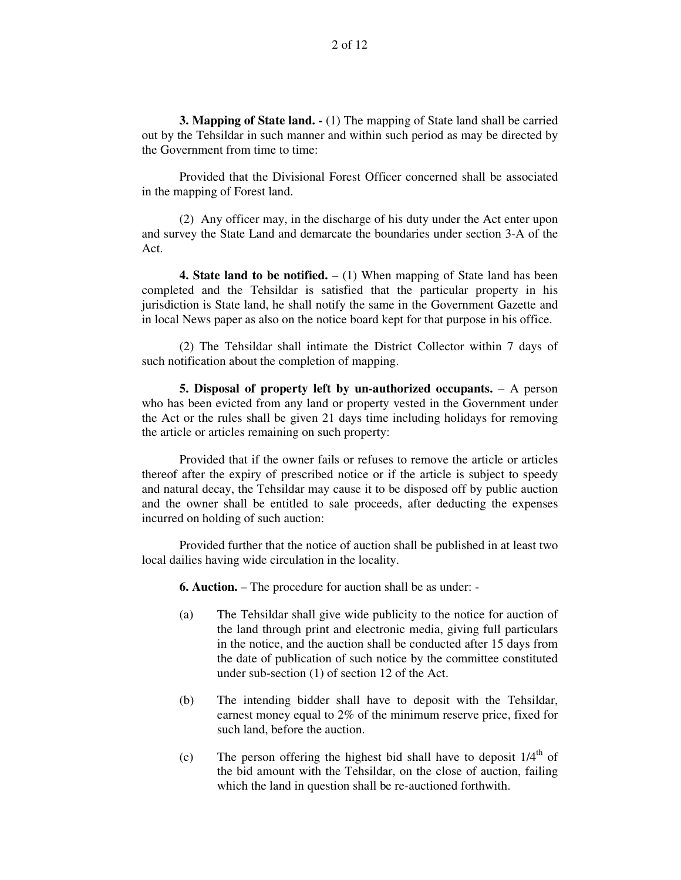**3. Mapping of State land. -** (1) The mapping of State land shall be carried out by the Tehsildar in such manner and within such period as may be directed by the Government from time to time:

Provided that the Divisional Forest Officer concerned shall be associated in the mapping of Forest land.

(2) Any officer may, in the discharge of his duty under the Act enter upon and survey the State Land and demarcate the boundaries under section 3-A of the Act.

**4. State land to be notified.** – (1) When mapping of State land has been completed and the Tehsildar is satisfied that the particular property in his jurisdiction is State land, he shall notify the same in the Government Gazette and in local News paper as also on the notice board kept for that purpose in his office.

(2) The Tehsildar shall intimate the District Collector within 7 days of such notification about the completion of mapping.

**5. Disposal of property left by un-authorized occupants.** – A person who has been evicted from any land or property vested in the Government under the Act or the rules shall be given 21 days time including holidays for removing the article or articles remaining on such property:

Provided that if the owner fails or refuses to remove the article or articles thereof after the expiry of prescribed notice or if the article is subject to speedy and natural decay, the Tehsildar may cause it to be disposed off by public auction and the owner shall be entitled to sale proceeds, after deducting the expenses incurred on holding of such auction:

Provided further that the notice of auction shall be published in at least two local dailies having wide circulation in the locality.

**6. Auction.** – The procedure for auction shall be as under: -

(a) The Tehsildar shall give wide publicity to the notice for auction of the land through print and electronic media, giving full particulars in the notice, and the auction shall be conducted after 15 days from the date of publication of such notice by the committee constituted under sub-section (1) of section 12 of the Act.

(b) The intending bidder shall have to deposit with the Tehsildar, earnest money equal to 2% of the minimum reserve price, fixed for such land, before the auction.

(c) The person offering the highest bid shall have to deposit 1/4th of the bid amount with the Tehsildar, on the close of auction, failing which the land in question shall be re-auctioned forthwith.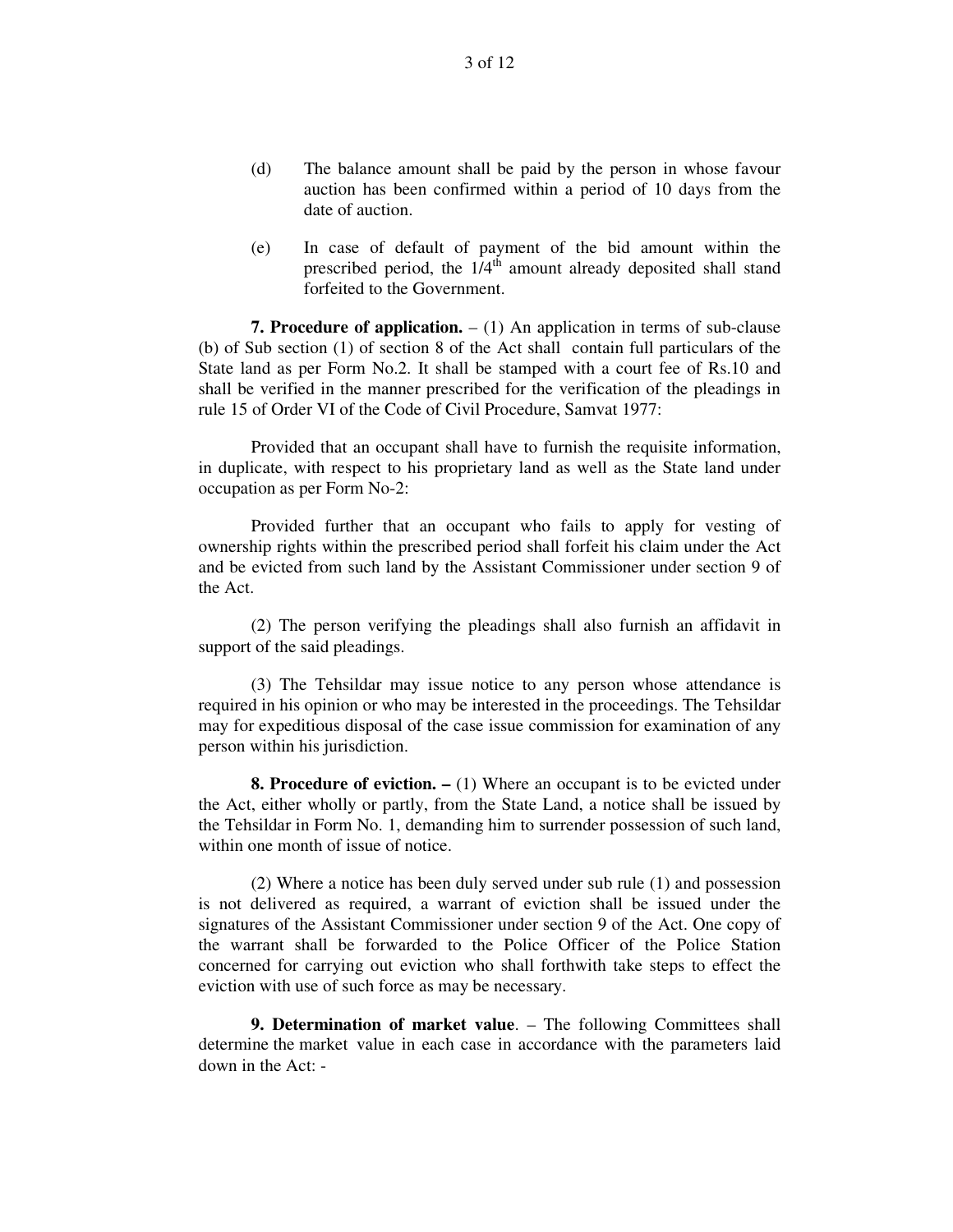(d) The balance amount shall be paid by the person in whose favour auction has been confirmed within a period of 10 days from the date of auction.

(e) In case of default of payment of the bid amount within the prescribed period, the 1/4th amount already deposited shall stand forfeited to the Government.

**7. Procedure of application.** – (1) An application in terms of sub-clause (b) of Sub section (1) of section 8 of the Act shall contain full particulars of the State land as per Form No.2. It shall be stamped with a court fee of Rs.10 and shall be verified in the manner prescribed for the verification of the pleadings in rule 15 of Order VI of the Code of Civil Procedure, Samvat 1977:

Provided that an occupant shall have to furnish the requisite information, in duplicate, with respect to his proprietary land as well as the State land under occupation as per Form No-2:

Provided further that an occupant who fails to apply for vesting of ownership rights within the prescribed period shall forfeit his claim under the Act and be evicted from such land by the Assistant Commissioner under section 9 of the Act.

(2) The person verifying the pleadings shall also furnish an affidavit in support of the said pleadings.

(3) The Tehsildar may issue notice to any person whose attendance is required in his opinion or who may be interested in the proceedings. The Tehsildar may for expeditious disposal of the case issue commission for examination of any person within his jurisdiction.

**8. Procedure of eviction. –** (1) Where an occupant is to be evicted under the Act, either wholly or partly, from the State Land, a notice shall be issued by the Tehsildar in Form No. 1, demanding him to surrender possession of such land, within one month of issue of notice.

(2) Where a notice has been duly served under sub rule (1) and possession is not delivered as required, a warrant of eviction shall be issued under the signatures of the Assistant Commissioner under section 9 of the Act. One copy of the warrant shall be forwarded to the Police Officer of the Police Station concerned for carrying out eviction who shall forthwith take steps to effect the eviction with use of such force as may be necessary.

**9. Determination of market value**. – The following Committees shall determine the market value in each case in accordance with the parameters laid down in the Act: -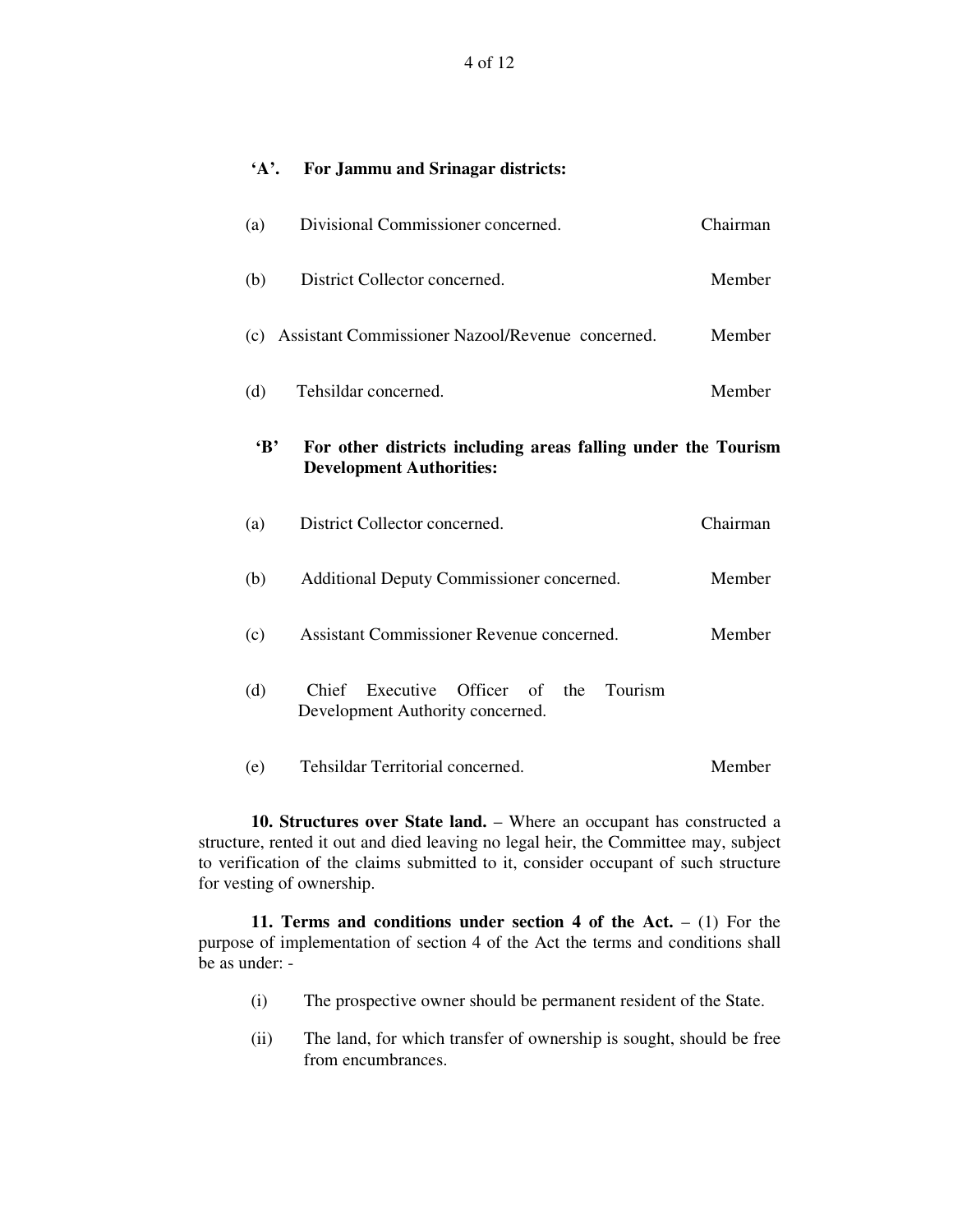**'A'. For Jammu and Srinagar districts:**

| | | |
|---|---|---|
| (a) | Divisional Commissioner concerned. | Chairman |
| (b) | District Collector concerned. | Member |
| (c) | Assistant Commissioner Nazool/Revenue concerned. | Member |
| (d) | Tehsildar concerned. | Member |

**'B' For other districts including areas falling under the Tourism Development Authorities:**

| | | |
|---|---|---|
| (a) | District Collector concerned. | Chairman |
| (b) | Additional Deputy Commissioner concerned. | Member |
| (c) | Assistant Commissioner Revenue concerned. | Member |
| (d) | Chief Executive Officer of the Tourism Development Authority concerned. | |
| (e) | Tehsildar Territorial concerned. | Member |

**10. Structures over State land.** – Where an occupant has constructed a structure, rented it out and died leaving no legal heir, the Committee may, subject to verification of the claims submitted to it, consider occupant of such structure for vesting of ownership.

**11. Terms and conditions under section 4 of the Act.** – (1) For the purpose of implementation of section 4 of the Act the terms and conditions shall be as under: -

(i) The prospective owner should be permanent resident of the State.

(ii) The land, for which transfer of ownership is sought, should be free from encumbrances.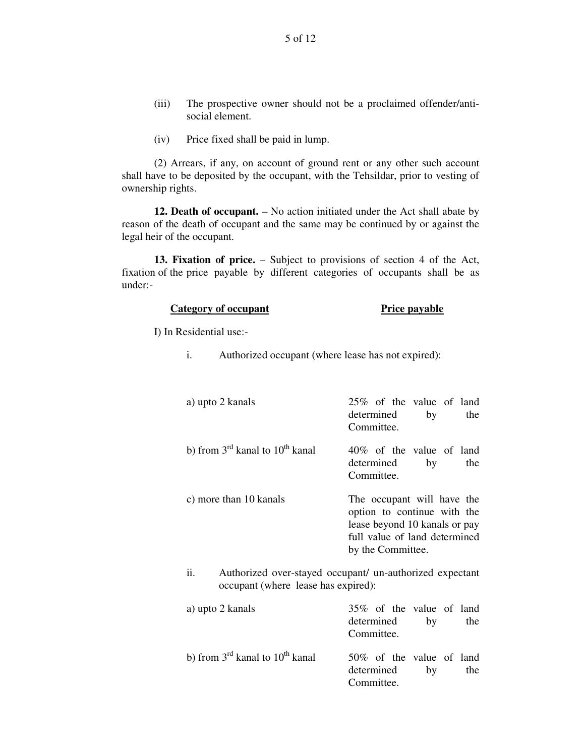(iii) The prospective owner should not be a proclaimed offender/anti-social element.

(iv) Price fixed shall be paid in lump.

(2) Arrears, if any, on account of ground rent or any other such account shall have to be deposited by the occupant, with the Tehsildar, prior to vesting of ownership rights.

**12. Death of occupant.** – No action initiated under the Act shall abate by reason of the death of occupant and the same may be continued by or against the legal heir of the occupant.

**13. Fixation of price.** – Subject to provisions of section 4 of the Act, fixation of the price payable by different categories of occupants shall be as under:-

| Category of occupant | Price payable |
|---|---|
| I) In Residential use:- | |
| i. Authorized occupant (where lease has not expired): | |
| a) upto 2 kanals | 25% of the value of land determined by the Committee. |
| b) from 3rd kanal to 10th kanal | 40% of the value of land determined by the Committee. |
| c) more than 10 kanals | The occupant will have the option to continue with the lease beyond 10 kanals or pay full value of land determined by the Committee. |
| ii. Authorized over-stayed occupant/ un-authorized expectant occupant (where lease has expired): | |
| a) upto 2 kanals | 35% of the value of land determined by the Committee. |
| b) from 3rd kanal to 10th kanal | 50% of the value of land determined by the Committee. |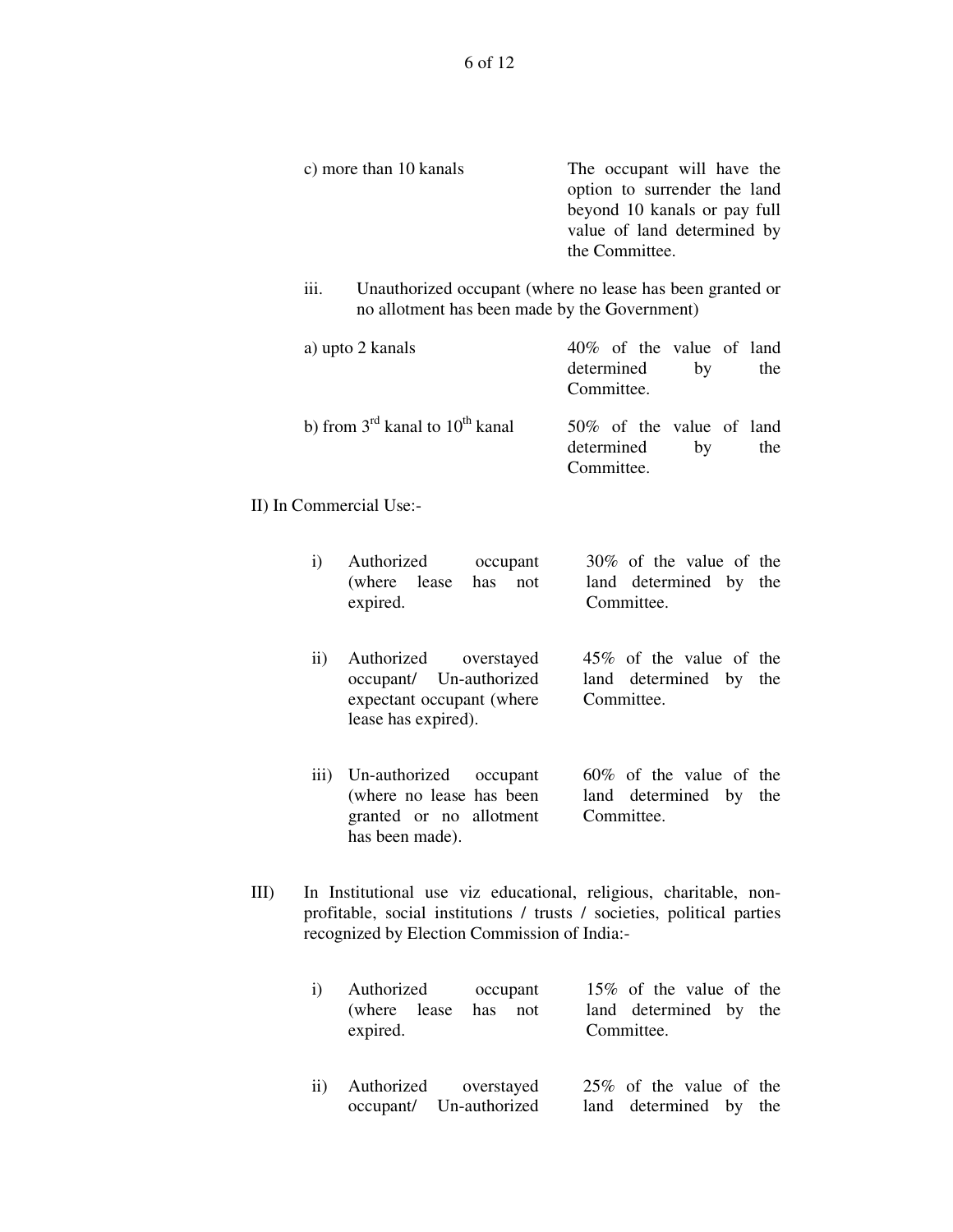c) more than 10 kanals — The occupant will have the option to surrender the land beyond 10 kanals or pay full value of land determined by the Committee.

iii. Unauthorized occupant (where no lease has been granted or no allotment has been made by the Government)

a) upto 2 kanals — 40% of the value of land determined by the Committee.

b) from 3rd kanal to 10th kanal — 50% of the value of land determined by the Committee.

II) In Commercial Use:-

i) Authorized occupant (where lease has not expired. — 30% of the value of the land determined by the Committee.

ii) Authorized overstayed occupant/ Un-authorized expectant occupant (where lease has expired). — 45% of the value of the land determined by the Committee.

iii) Un-authorized occupant (where no lease has been granted or no allotment has been made). — 60% of the value of the land determined by the Committee.

III) In Institutional use viz educational, religious, charitable, non-profitable, social institutions / trusts / societies, political parties recognized by Election Commission of India:-

i) Authorized occupant (where lease has not expired. — 15% of the value of the land determined by the Committee.

ii) Authorized overstayed occupant/ Un-authorized — 25% of the value of the land determined by the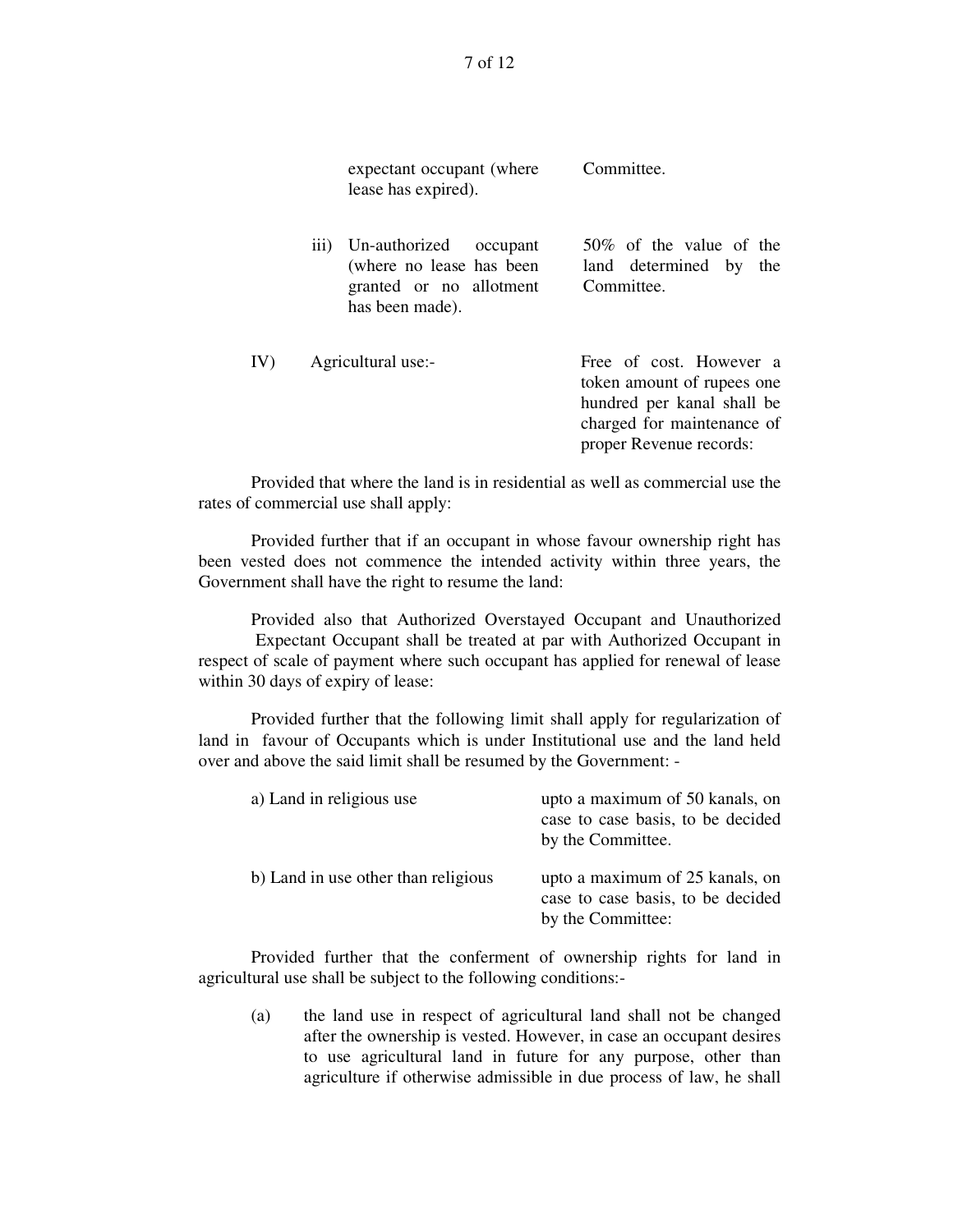| | | |
|---|---|---|
| | expectant occupant (where lease has expired). | Committee. |
| iii) | Un-authorized occupant (where no lease has been granted or no allotment has been made). | 50% of the value of the land determined by the Committee. |
| IV) | Agricultural use:- | Free of cost. However a token amount of rupees one hundred per kanal shall be charged for maintenance of proper Revenue records: |

Provided that where the land is in residential as well as commercial use the rates of commercial use shall apply:

Provided further that if an occupant in whose favour ownership right has been vested does not commence the intended activity within three years, the Government shall have the right to resume the land:

Provided also that Authorized Overstayed Occupant and Unauthorized Expectant Occupant shall be treated at par with Authorized Occupant in respect of scale of payment where such occupant has applied for renewal of lease within 30 days of expiry of lease:

Provided further that the following limit shall apply for regularization of land in favour of Occupants which is under Institutional use and the land held over and above the said limit shall be resumed by the Government: -

| | |
|---|---|
| a) Land in religious use | upto a maximum of 50 kanals, on case to case basis, to be decided by the Committee. |
| b) Land in use other than religious | upto a maximum of 25 kanals, on case to case basis, to be decided by the Committee: |

Provided further that the conferment of ownership rights for land in agricultural use shall be subject to the following conditions:-

(a) the land use in respect of agricultural land shall not be changed after the ownership is vested. However, in case an occupant desires to use agricultural land in future for any purpose, other than agriculture if otherwise admissible in due process of law, he shall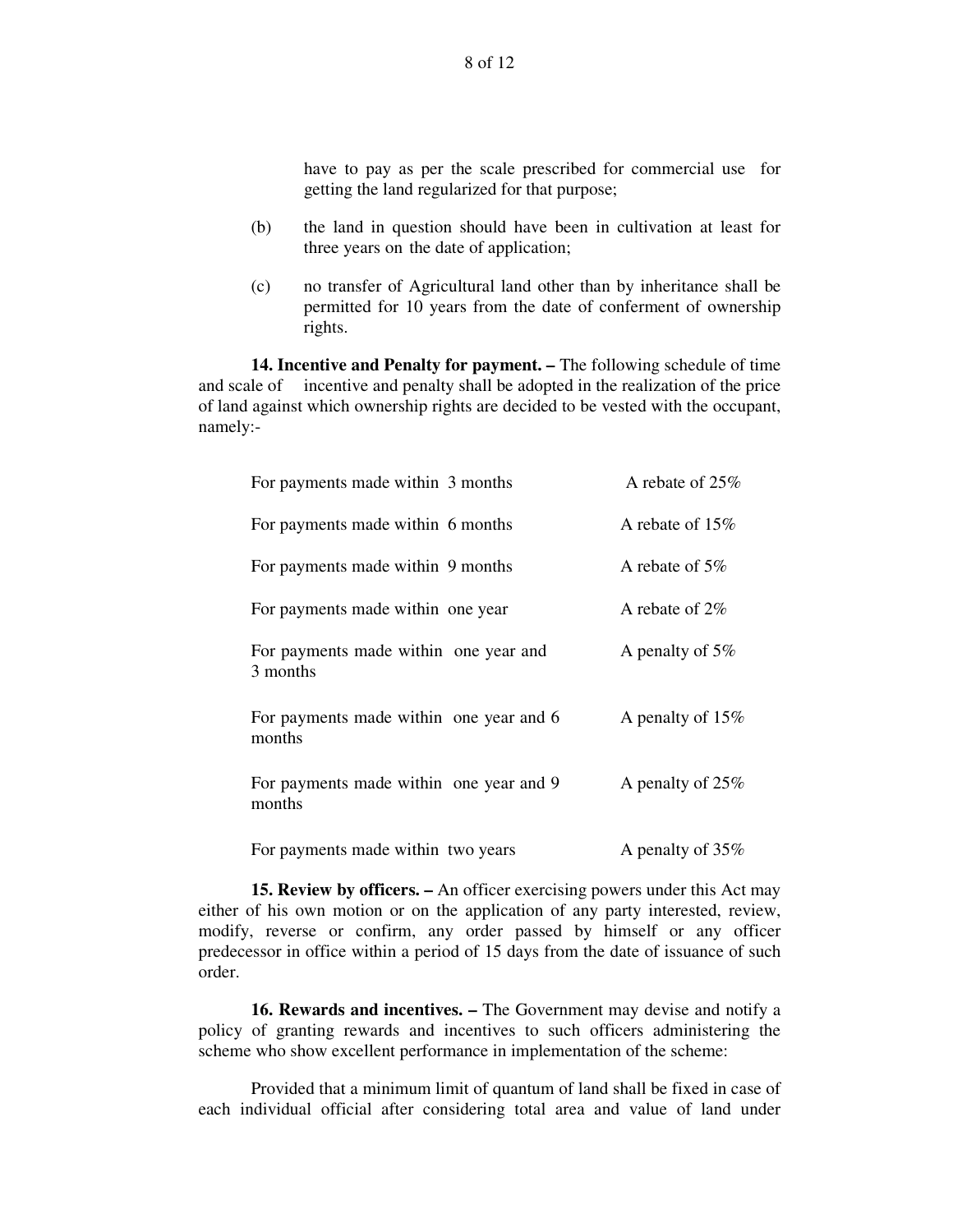have to pay as per the scale prescribed for commercial use for getting the land regularized for that purpose;

(b) the land in question should have been in cultivation at least for three years on the date of application;

(c) no transfer of Agricultural land other than by inheritance shall be permitted for 10 years from the date of conferment of ownership rights.

**14. Incentive and Penalty for payment. –** The following schedule of time and scale of incentive and penalty shall be adopted in the realization of the price of land against which ownership rights are decided to be vested with the occupant, namely:-

| | |
|---|---|
| For payments made within 3 months | A rebate of 25% |
| For payments made within 6 months | A rebate of 15% |
| For payments made within 9 months | A rebate of 5% |
| For payments made within one year | A rebate of 2% |
| For payments made within one year and 3 months | A penalty of 5% |
| For payments made within one year and 6 months | A penalty of 15% |
| For payments made within one year and 9 months | A penalty of 25% |
| For payments made within two years | A penalty of 35% |

**15. Review by officers. –** An officer exercising powers under this Act may either of his own motion or on the application of any party interested, review, modify, reverse or confirm, any order passed by himself or any officer predecessor in office within a period of 15 days from the date of issuance of such order.

**16. Rewards and incentives. –** The Government may devise and notify a policy of granting rewards and incentives to such officers administering the scheme who show excellent performance in implementation of the scheme:

Provided that a minimum limit of quantum of land shall be fixed in case of each individual official after considering total area and value of land under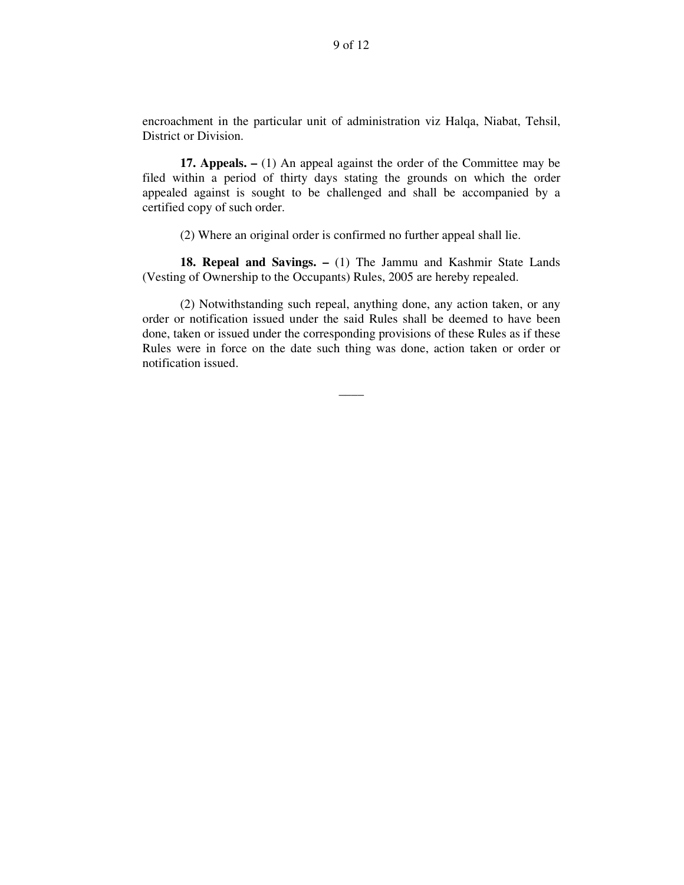encroachment in the particular unit of administration viz Halqa, Niabat, Tehsil, District or Division.

**17. Appeals. –** (1) An appeal against the order of the Committee may be filed within a period of thirty days stating the grounds on which the order appealed against is sought to be challenged and shall be accompanied by a certified copy of such order.

(2) Where an original order is confirmed no further appeal shall lie.

**18. Repeal and Savings. –** (1) The Jammu and Kashmir State Lands (Vesting of Ownership to the Occupants) Rules, 2005 are hereby repealed.

(2) Notwithstanding such repeal, anything done, any action taken, or any order or notification issued under the said Rules shall be deemed to have been done, taken or issued under the corresponding provisions of these Rules as if these Rules were in force on the date such thing was done, action taken or order or notification issued.

\_\_\_\_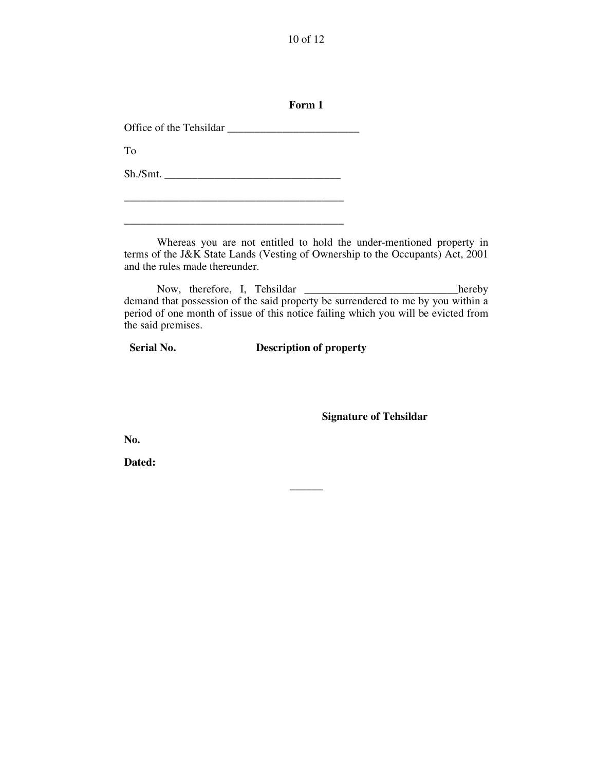**Form 1**

Office of the Tehsildar ________________________

To

Sh./Smt. _______________________________

________________________________________

________________________________________

Whereas you are not entitled to hold the under-mentioned property in terms of the J&K State Lands (Vesting of Ownership to the Occupants) Act, 2001 and the rules made thereunder.

Now, therefore, I, Tehsildar ____________________________hereby demand that possession of the said property be surrendered to me by you within a period of one month of issue of this notice failing which you will be evicted from the said premises.

| Serial No. | Description of property |
| --- | --- |
| | |

**Signature of Tehsildar**

**No.**

**Dated:**

______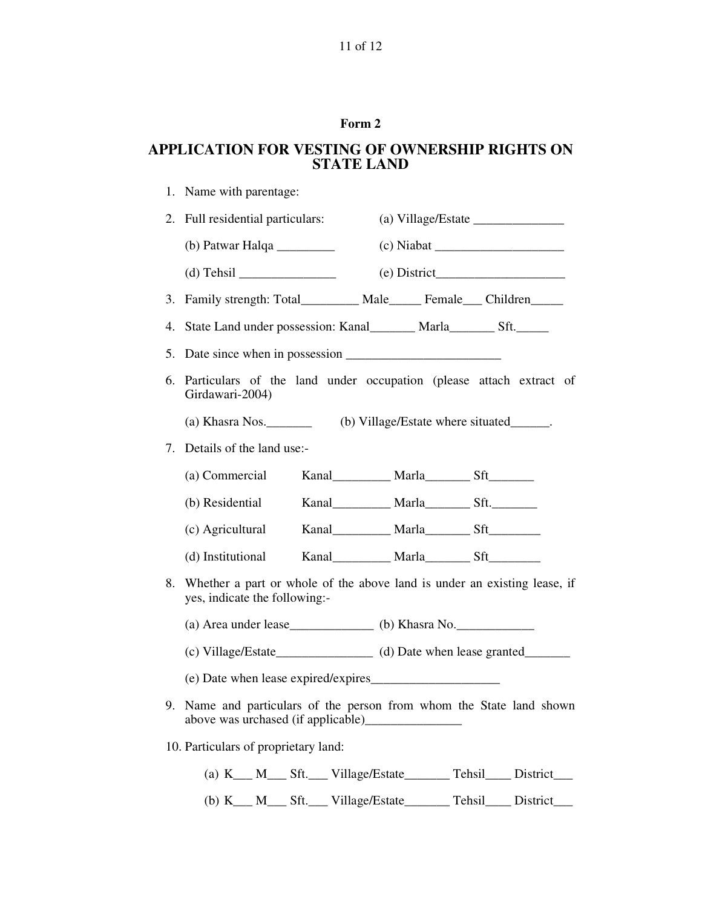**Form 2**

## APPLICATION FOR VESTING OF OWNERSHIP RIGHTS ON STATE LAND

1. Name with parentage:
2. Full residential particulars: (a) Village/Estate ______________

   (b) Patwar Halqa _________ (c) Niabat ____________________

   (d) Tehsil _______________ (e) District____________________
3. Family strength: Total_________ Male_____ Female___ Children_____
4. State Land under possession: Kanal_______ Marla_______ Sft._____
5. Date since when in possession ________________________
6. Particulars of the land under occupation (please attach extract of Girdawari-2004)

   (a) Khasra Nos._______ (b) Village/Estate where situated______.
7. Details of the land use:-

   (a) Commercial Kanal_________ Marla_______ Sft_______

   (b) Residential Kanal_________ Marla_______ Sft._______

   (c) Agricultural Kanal_________ Marla_______ Sft________

   (d) Institutional Kanal_________ Marla_______ Sft________
8. Whether a part or whole of the above land is under an existing lease, if yes, indicate the following:-

   (a) Area under lease_____________ (b) Khasra No.____________

   (c) Village/Estate_______________ (d) Date when lease granted_______

   (e) Date when lease expired/expires____________________
9. Name and particulars of the person from whom the State land shown above was urchased (if applicable)_______________
10. Particulars of proprietary land:

    (a) K___ M___ Sft.___ Village/Estate_______ Tehsil____ District___

    (b) K___ M___ Sft.___ Village/Estate_______ Tehsil____ District___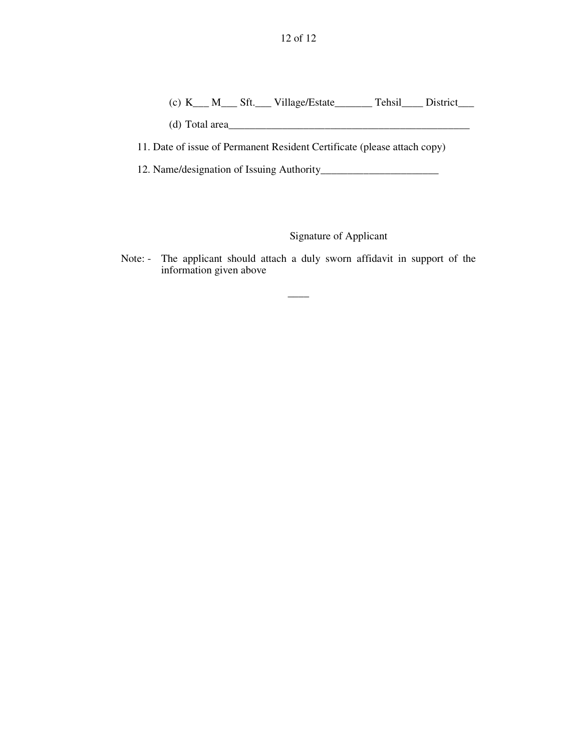(c) K___ M___ Sft.___ Village/Estate_______ Tehsil____ District___

(d) Total area_______________________________________________

11. Date of issue of Permanent Resident Certificate (please attach copy)

12. Name/designation of Issuing Authority______________________

Signature of Applicant

Note: - The applicant should attach a duly sworn affidavit in support of the information given above

____